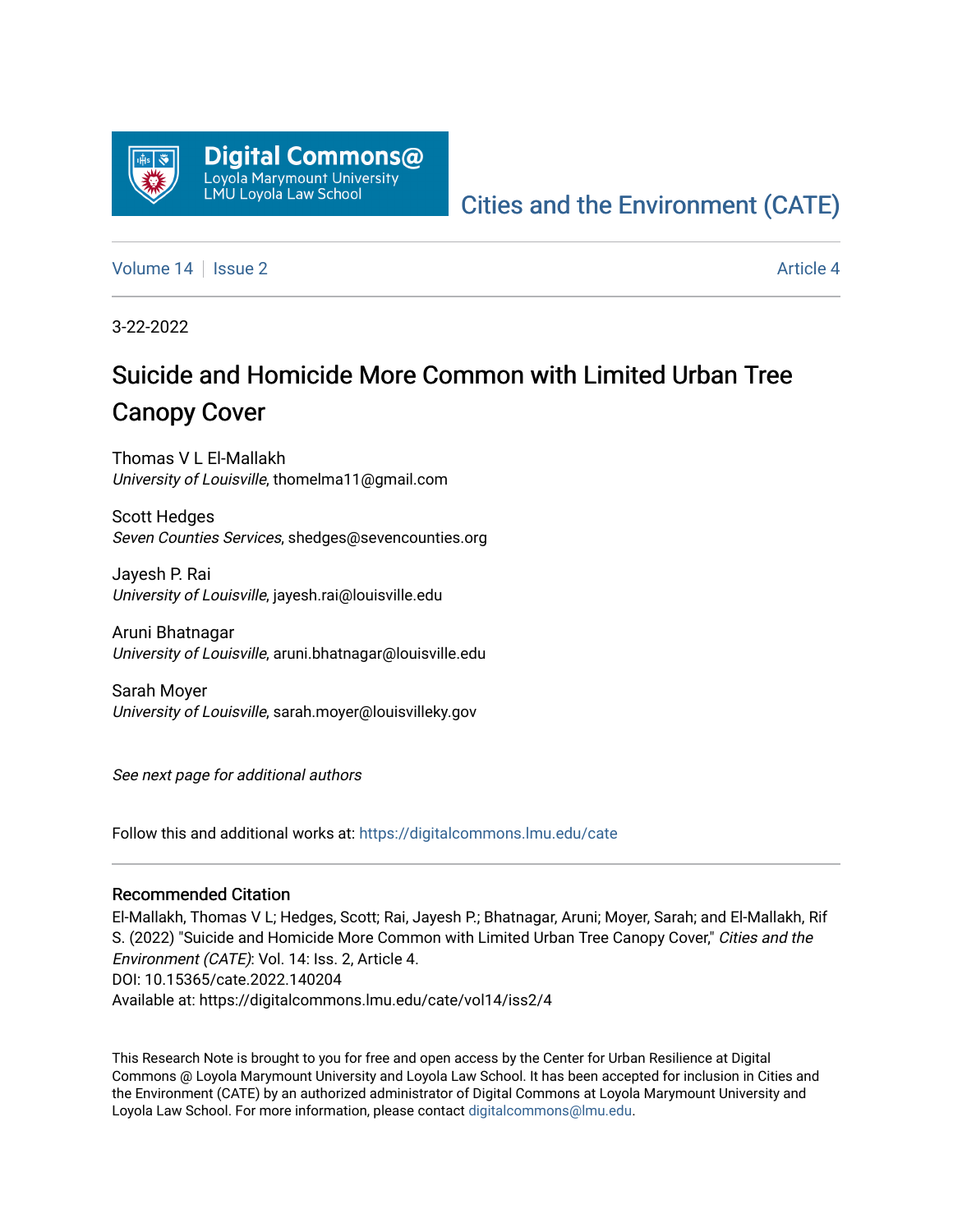Digital Commons@ Loyola Marymount University LMU Loyola Law School

Cities and the Environment (CATE)

Volume 14 | Issue 2 | Article 4

3-22-2022

# Suicide and Homicide More Common with Limited Urban Tree Canopy Cover

Thomas V L El-Mallakh
*University of Louisville*, thomelma11@gmail.com

Scott Hedges
*Seven Counties Services*, shedges@sevencounties.org

Jayesh P. Rai
*University of Louisville*, jayesh.rai@louisville.edu

Aruni Bhatnagar
*University of Louisville*, aruni.bhatnagar@louisville.edu

Sarah Moyer
*University of Louisville*, sarah.moyer@louisvilleky.gov

*See next page for additional authors*

Follow this and additional works at: https://digitalcommons.lmu.edu/cate

## Recommended Citation

El-Mallakh, Thomas V L; Hedges, Scott; Rai, Jayesh P.; Bhatnagar, Aruni; Moyer, Sarah; and El-Mallakh, Rif S. (2022) "Suicide and Homicide More Common with Limited Urban Tree Canopy Cover," *Cities and the Environment (CATE)*: Vol. 14: Iss. 2, Article 4.
DOI: 10.15365/cate.2022.140204
Available at: https://digitalcommons.lmu.edu/cate/vol14/iss2/4

This Research Note is brought to you for free and open access by the Center for Urban Resilience at Digital Commons @ Loyola Marymount University and Loyola Law School. It has been accepted for inclusion in Cities and the Environment (CATE) by an authorized administrator of Digital Commons at Loyola Marymount University and Loyola Law School. For more information, please contact digitalcommons@lmu.edu.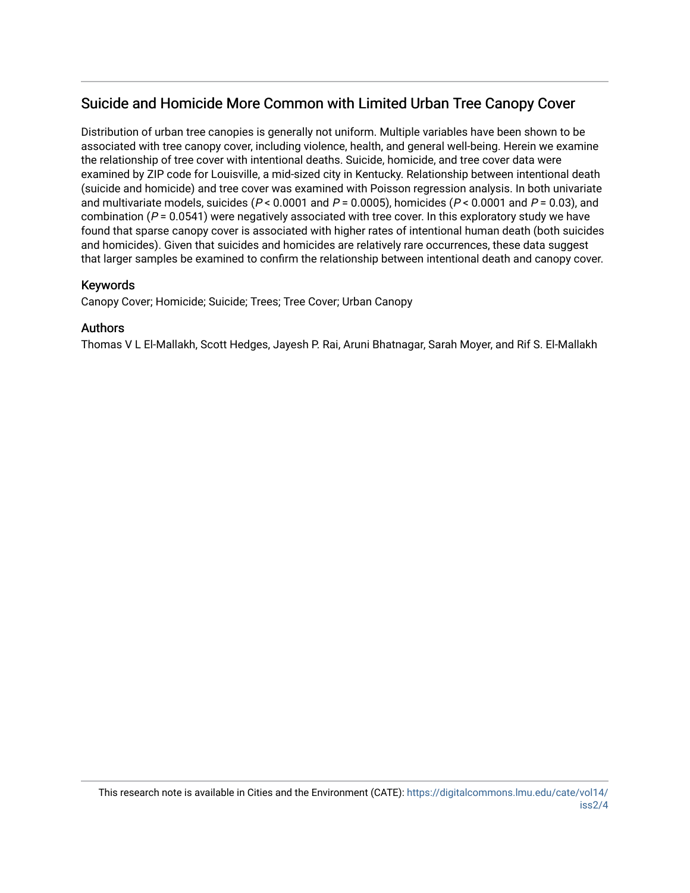## Suicide and Homicide More Common with Limited Urban Tree Canopy Cover

Distribution of urban tree canopies is generally not uniform. Multiple variables have been shown to be associated with tree canopy cover, including violence, health, and general well-being. Herein we examine the relationship of tree cover with intentional deaths. Suicide, homicide, and tree cover data were examined by ZIP code for Louisville, a mid-sized city in Kentucky. Relationship between intentional death (suicide and homicide) and tree cover was examined with Poisson regression analysis. In both univariate and multivariate models, suicides ($P < 0.0001$ and $P = 0.0005$), homicides ($P < 0.0001$ and $P = 0.03$), and combination ($P = 0.0541$) were negatively associated with tree cover. In this exploratory study we have found that sparse canopy cover is associated with higher rates of intentional human death (both suicides and homicides). Given that suicides and homicides are relatively rare occurrences, these data suggest that larger samples be examined to confirm the relationship between intentional death and canopy cover.

### Keywords

Canopy Cover; Homicide; Suicide; Trees; Tree Cover; Urban Canopy

### Authors

Thomas V L El-Mallakh, Scott Hedges, Jayesh P. Rai, Aruni Bhatnagar, Sarah Moyer, and Rif S. El-Mallakh

This research note is available in Cities and the Environment (CATE): https://digitalcommons.lmu.edu/cate/vol14/iss2/4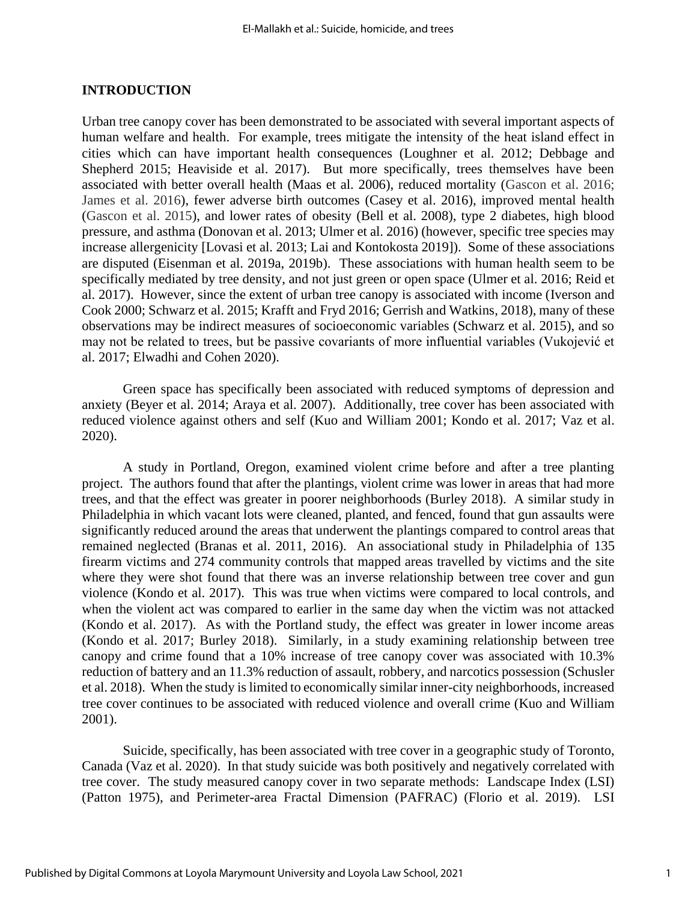## INTRODUCTION

Urban tree canopy cover has been demonstrated to be associated with several important aspects of human welfare and health. For example, trees mitigate the intensity of the heat island effect in cities which can have important health consequences (Loughner et al. 2012; Debbage and Shepherd 2015; Heaviside et al. 2017). But more specifically, trees themselves have been associated with better overall health (Maas et al. 2006), reduced mortality (Gascon et al. 2016; James et al. 2016), fewer adverse birth outcomes (Casey et al. 2016), improved mental health (Gascon et al. 2015), and lower rates of obesity (Bell et al. 2008), type 2 diabetes, high blood pressure, and asthma (Donovan et al. 2013; Ulmer et al. 2016) (however, specific tree species may increase allergenicity [Lovasi et al. 2013; Lai and Kontokosta 2019]). Some of these associations are disputed (Eisenman et al. 2019a, 2019b). These associations with human health seem to be specifically mediated by tree density, and not just green or open space (Ulmer et al. 2016; Reid et al. 2017). However, since the extent of urban tree canopy is associated with income (Iverson and Cook 2000; Schwarz et al. 2015; Krafft and Fryd 2016; Gerrish and Watkins, 2018), many of these observations may be indirect measures of socioeconomic variables (Schwarz et al. 2015), and so may not be related to trees, but be passive covariants of more influential variables (Vukojević et al. 2017; Elwadhi and Cohen 2020).

Green space has specifically been associated with reduced symptoms of depression and anxiety (Beyer et al. 2014; Araya et al. 2007). Additionally, tree cover has been associated with reduced violence against others and self (Kuo and William 2001; Kondo et al. 2017; Vaz et al. 2020).

A study in Portland, Oregon, examined violent crime before and after a tree planting project. The authors found that after the plantings, violent crime was lower in areas that had more trees, and that the effect was greater in poorer neighborhoods (Burley 2018). A similar study in Philadelphia in which vacant lots were cleaned, planted, and fenced, found that gun assaults were significantly reduced around the areas that underwent the plantings compared to control areas that remained neglected (Branas et al. 2011, 2016). An associational study in Philadelphia of 135 firearm victims and 274 community controls that mapped areas travelled by victims and the site where they were shot found that there was an inverse relationship between tree cover and gun violence (Kondo et al. 2017). This was true when victims were compared to local controls, and when the violent act was compared to earlier in the same day when the victim was not attacked (Kondo et al. 2017). As with the Portland study, the effect was greater in lower income areas (Kondo et al. 2017; Burley 2018). Similarly, in a study examining relationship between tree canopy and crime found that a 10% increase of tree canopy cover was associated with 10.3% reduction of battery and an 11.3% reduction of assault, robbery, and narcotics possession (Schusler et al. 2018). When the study is limited to economically similar inner-city neighborhoods, increased tree cover continues to be associated with reduced violence and overall crime (Kuo and William 2001).

Suicide, specifically, has been associated with tree cover in a geographic study of Toronto, Canada (Vaz et al. 2020). In that study suicide was both positively and negatively correlated with tree cover. The study measured canopy cover in two separate methods: Landscape Index (LSI) (Patton 1975), and Perimeter-area Fractal Dimension (PAFRAC) (Florio et al. 2019). LSI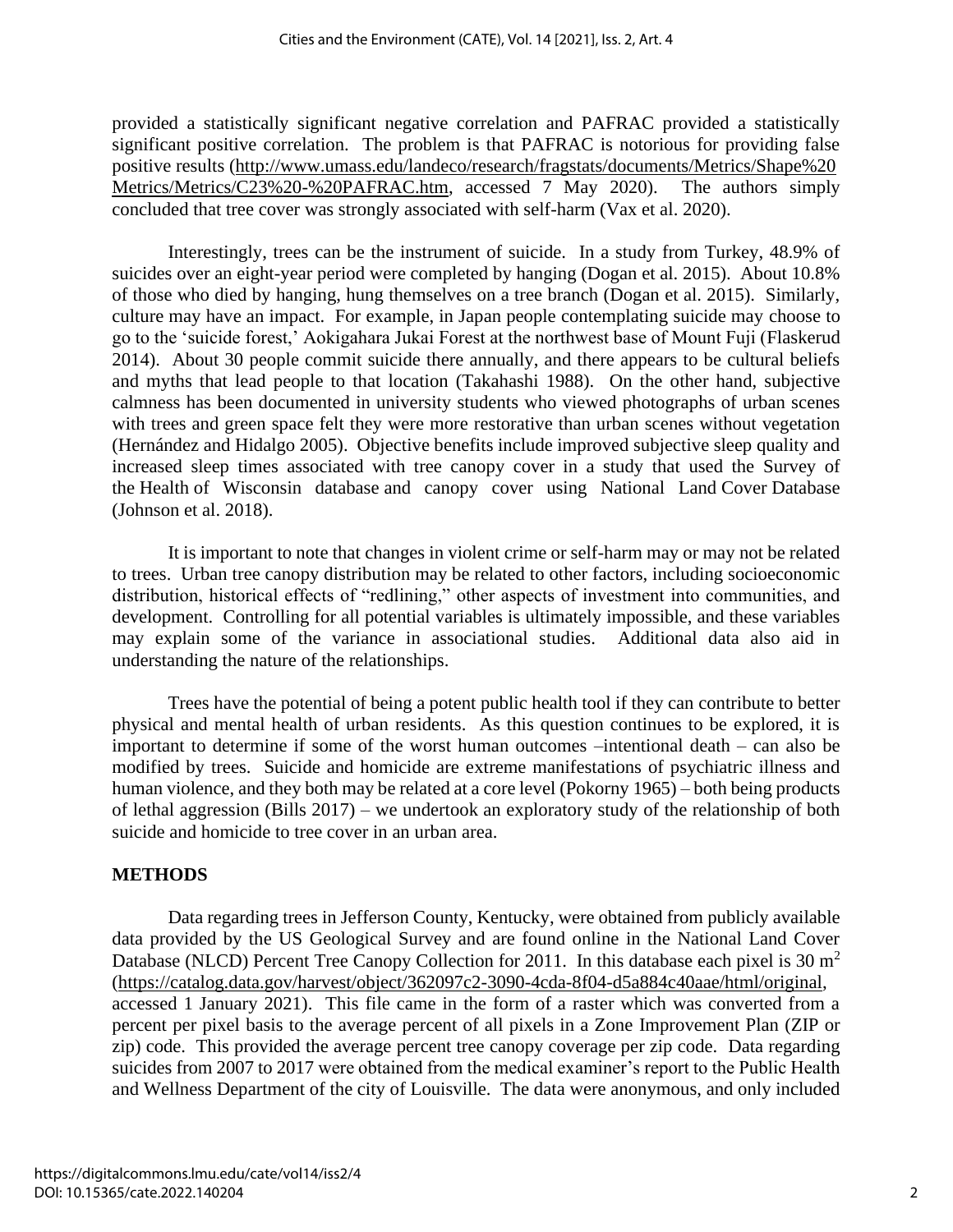provided a statistically significant negative correlation and PAFRAC provided a statistically significant positive correlation. The problem is that PAFRAC is notorious for providing false positive results (http://www.umass.edu/landeco/research/fragstats/documents/Metrics/Shape%20Metrics/Metrics/C23%20-%20PAFRAC.htm, accessed 7 May 2020). The authors simply concluded that tree cover was strongly associated with self-harm (Vax et al. 2020).

Interestingly, trees can be the instrument of suicide. In a study from Turkey, 48.9% of suicides over an eight-year period were completed by hanging (Dogan et al. 2015). About 10.8% of those who died by hanging, hung themselves on a tree branch (Dogan et al. 2015). Similarly, culture may have an impact. For example, in Japan people contemplating suicide may choose to go to the 'suicide forest,' Aokigahara Jukai Forest at the northwest base of Mount Fuji (Flaskerud 2014). About 30 people commit suicide there annually, and there appears to be cultural beliefs and myths that lead people to that location (Takahashi 1988). On the other hand, subjective calmness has been documented in university students who viewed photographs of urban scenes with trees and green space felt they were more restorative than urban scenes without vegetation (Hernández and Hidalgo 2005). Objective benefits include improved subjective sleep quality and increased sleep times associated with tree canopy cover in a study that used the Survey of the Health of Wisconsin database and canopy cover using National Land Cover Database (Johnson et al. 2018).

It is important to note that changes in violent crime or self-harm may or may not be related to trees. Urban tree canopy distribution may be related to other factors, including socioeconomic distribution, historical effects of "redlining," other aspects of investment into communities, and development. Controlling for all potential variables is ultimately impossible, and these variables may explain some of the variance in associational studies. Additional data also aid in understanding the nature of the relationships.

Trees have the potential of being a potent public health tool if they can contribute to better physical and mental health of urban residents. As this question continues to be explored, it is important to determine if some of the worst human outcomes –intentional death – can also be modified by trees. Suicide and homicide are extreme manifestations of psychiatric illness and human violence, and they both may be related at a core level (Pokorny 1965) – both being products of lethal aggression (Bills 2017) – we undertook an exploratory study of the relationship of both suicide and homicide to tree cover in an urban area.

## METHODS

Data regarding trees in Jefferson County, Kentucky, were obtained from publicly available data provided by the US Geological Survey and are found online in the National Land Cover Database (NLCD) Percent Tree Canopy Collection for 2011. In this database each pixel is 30 $m^2$ (https://catalog.data.gov/harvest/object/362097c2-3090-4cda-8f04-d5a884c40aae/html/original, accessed 1 January 2021). This file came in the form of a raster which was converted from a percent per pixel basis to the average percent of all pixels in a Zone Improvement Plan (ZIP or zip) code. This provided the average percent tree canopy coverage per zip code. Data regarding suicides from 2007 to 2017 were obtained from the medical examiner's report to the Public Health and Wellness Department of the city of Louisville. The data were anonymous, and only included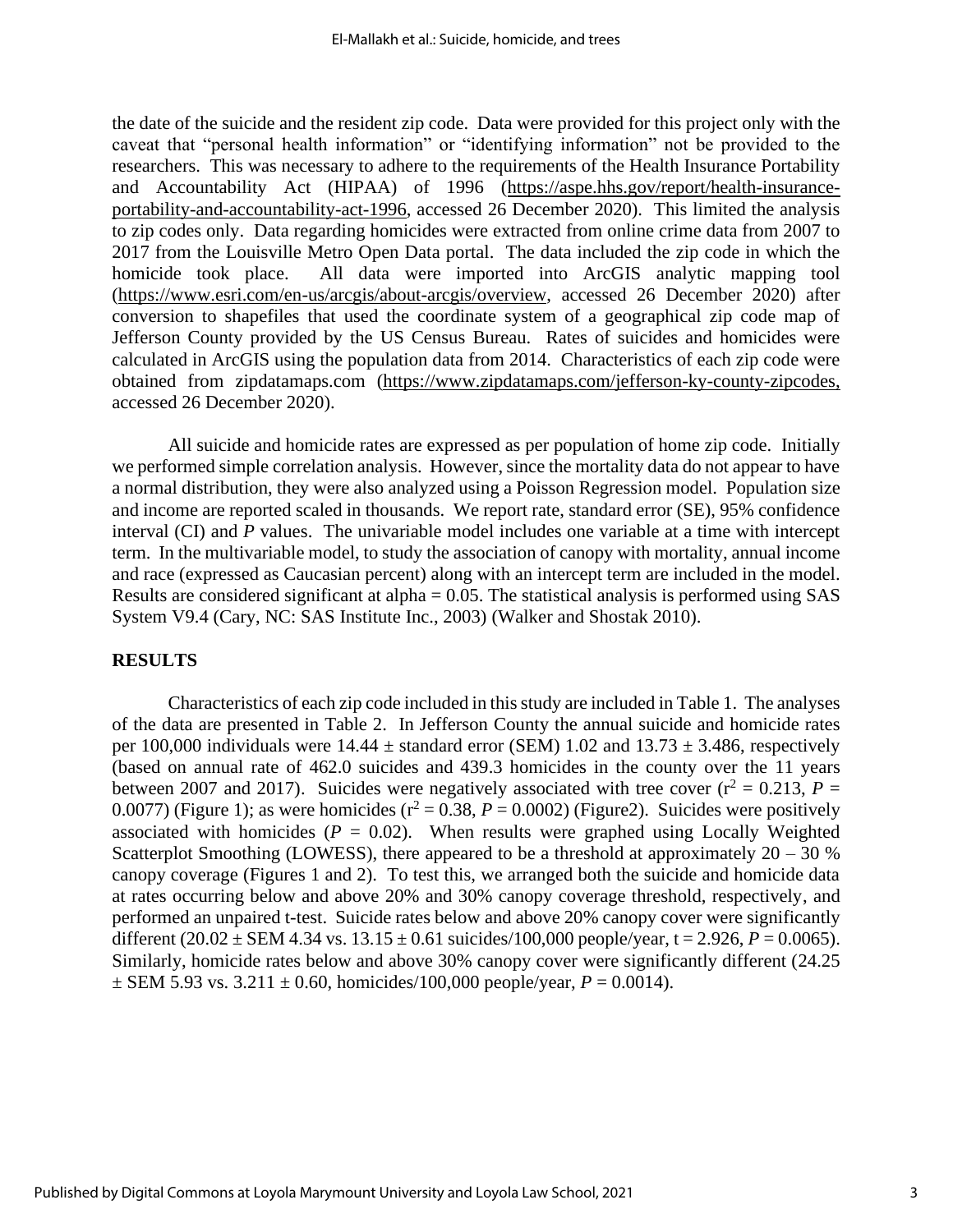the date of the suicide and the resident zip code. Data were provided for this project only with the caveat that "personal health information" or "identifying information" not be provided to the researchers. This was necessary to adhere to the requirements of the Health Insurance Portability and Accountability Act (HIPAA) of 1996 (https://aspe.hhs.gov/report/health-insurance-portability-and-accountability-act-1996, accessed 26 December 2020). This limited the analysis to zip codes only. Data regarding homicides were extracted from online crime data from 2007 to 2017 from the Louisville Metro Open Data portal. The data included the zip code in which the homicide took place. All data were imported into ArcGIS analytic mapping tool (https://www.esri.com/en-us/arcgis/about-arcgis/overview, accessed 26 December 2020) after conversion to shapefiles that used the coordinate system of a geographical zip code map of Jefferson County provided by the US Census Bureau. Rates of suicides and homicides were calculated in ArcGIS using the population data from 2014. Characteristics of each zip code were obtained from zipdatamaps.com (https://www.zipdatamaps.com/jefferson-ky-county-zipcodes, accessed 26 December 2020).

All suicide and homicide rates are expressed as per population of home zip code. Initially we performed simple correlation analysis. However, since the mortality data do not appear to have a normal distribution, they were also analyzed using a Poisson Regression model. Population size and income are reported scaled in thousands. We report rate, standard error (SE), 95% confidence interval (CI) and *P* values. The univariable model includes one variable at a time with intercept term. In the multivariable model, to study the association of canopy with mortality, annual income and race (expressed as Caucasian percent) along with an intercept term are included in the model. Results are considered significant at alpha = 0.05. The statistical analysis is performed using SAS System V9.4 (Cary, NC: SAS Institute Inc., 2003) (Walker and Shostak 2010).

## RESULTS

Characteristics of each zip code included in this study are included in Table 1. The analyses of the data are presented in Table 2. In Jefferson County the annual suicide and homicide rates per 100,000 individuals were $14.44 \pm$ standard error (SEM) 1.02 and $13.73 \pm 3.486$, respectively (based on annual rate of 462.0 suicides and 439.3 homicides in the county over the 11 years between 2007 and 2017). Suicides were negatively associated with tree cover ($r^2 = 0.213$, $P = 0.0077$) (Figure 1); as were homicides ($r^2 = 0.38$, $P = 0.0002$) (Figure2). Suicides were positively associated with homicides ($P = 0.02$). When results were graphed using Locally Weighted Scatterplot Smoothing (LOWESS), there appeared to be a threshold at approximately 20 – 30 % canopy coverage (Figures 1 and 2). To test this, we arranged both the suicide and homicide data at rates occurring below and above 20% and 30% canopy coverage threshold, respectively, and performed an unpaired t-test. Suicide rates below and above 20% canopy cover were significantly different ($20.02 \pm$ SEM 4.34 vs. $13.15 \pm 0.61$ suicides/100,000 people/year, $t = 2.926$, $P = 0.0065$). Similarly, homicide rates below and above 30% canopy cover were significantly different (24.25 $\pm$ SEM 5.93 vs. $3.211 \pm 0.60$, homicides/100,000 people/year, $P = 0.0014$).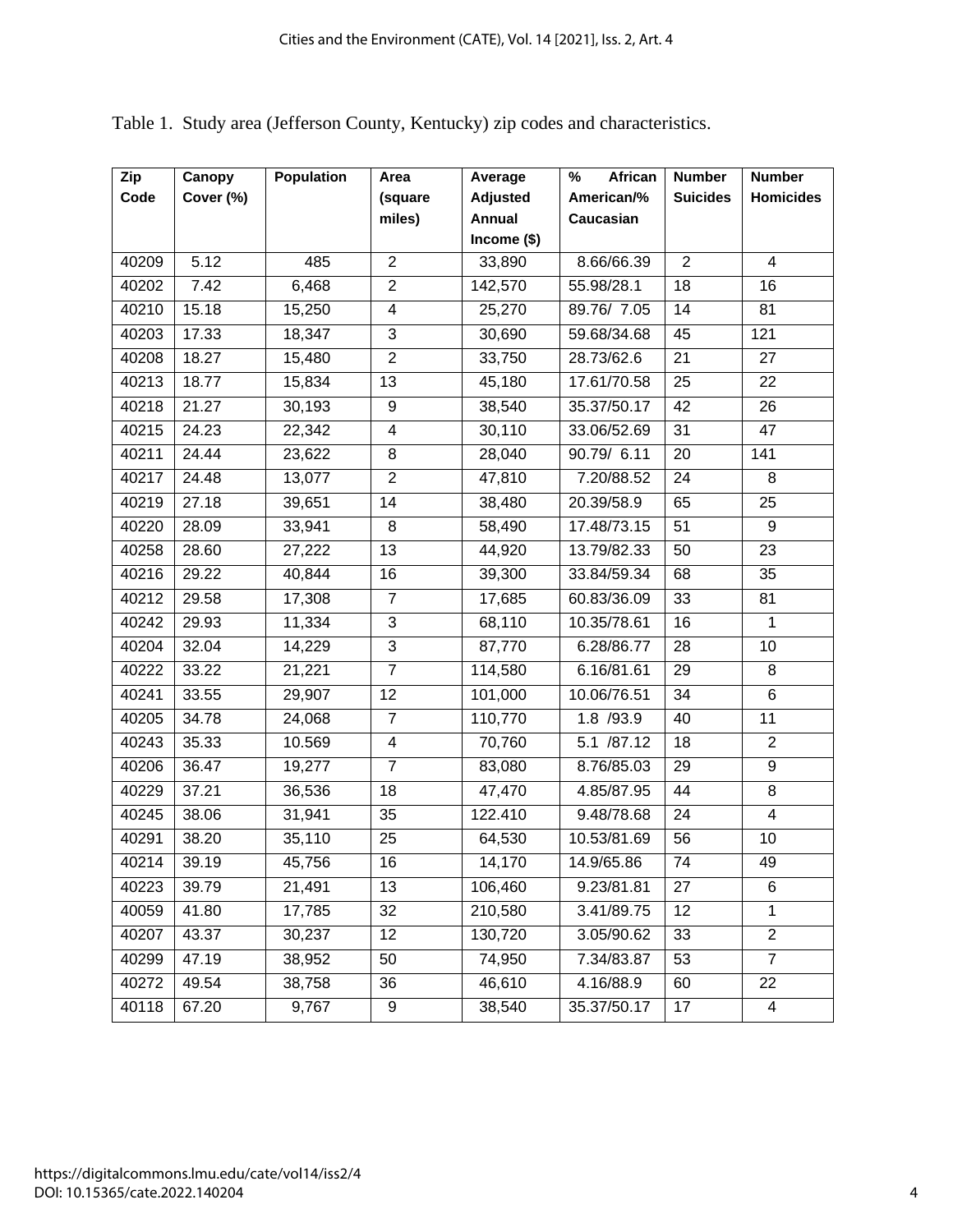Table 1. Study area (Jefferson County, Kentucky) zip codes and characteristics.

| Zip Code | Canopy Cover (%) | Population | Area (square miles) | Average Adjusted Annual Income ($) | % African American/% Caucasian | Number Suicides | Number Homicides |
|---|---|---|---|---|---|---|---|
| 40209 | 5.12 | 485 | 2 | 33,890 | 8.66/66.39 | 2 | 4 |
| 40202 | 7.42 | 6,468 | 2 | 142,570 | 55.98/28.1 | 18 | 16 |
| 40210 | 15.18 | 15,250 | 4 | 25,270 | 89.76/ 7.05 | 14 | 81 |
| 40203 | 17.33 | 18,347 | 3 | 30,690 | 59.68/34.68 | 45 | 121 |
| 40208 | 18.27 | 15,480 | 2 | 33,750 | 28.73/62.6 | 21 | 27 |
| 40213 | 18.77 | 15,834 | 13 | 45,180 | 17.61/70.58 | 25 | 22 |
| 40218 | 21.27 | 30,193 | 9 | 38,540 | 35.37/50.17 | 42 | 26 |
| 40215 | 24.23 | 22,342 | 4 | 30,110 | 33.06/52.69 | 31 | 47 |
| 40211 | 24.44 | 23,622 | 8 | 28,040 | 90.79/ 6.11 | 20 | 141 |
| 40217 | 24.48 | 13,077 | 2 | 47,810 | 7.20/88.52 | 24 | 8 |
| 40219 | 27.18 | 39,651 | 14 | 38,480 | 20.39/58.9 | 65 | 25 |
| 40220 | 28.09 | 33,941 | 8 | 58,490 | 17.48/73.15 | 51 | 9 |
| 40258 | 28.60 | 27,222 | 13 | 44,920 | 13.79/82.33 | 50 | 23 |
| 40216 | 29.22 | 40,844 | 16 | 39,300 | 33.84/59.34 | 68 | 35 |
| 40212 | 29.58 | 17,308 | 7 | 17,685 | 60.83/36.09 | 33 | 81 |
| 40242 | 29.93 | 11,334 | 3 | 68,110 | 10.35/78.61 | 16 | 1 |
| 40204 | 32.04 | 14,229 | 3 | 87,770 | 6.28/86.77 | 28 | 10 |
| 40222 | 33.22 | 21,221 | 7 | 114,580 | 6.16/81.61 | 29 | 8 |
| 40241 | 33.55 | 29,907 | 12 | 101,000 | 10.06/76.51 | 34 | 6 |
| 40205 | 34.78 | 24,068 | 7 | 110,770 | 1.8 /93.9 | 40 | 11 |
| 40243 | 35.33 | 10.569 | 4 | 70,760 | 5.1 /87.12 | 18 | 2 |
| 40206 | 36.47 | 19,277 | 7 | 83,080 | 8.76/85.03 | 29 | 9 |
| 40229 | 37.21 | 36,536 | 18 | 47,470 | 4.85/87.95 | 44 | 8 |
| 40245 | 38.06 | 31,941 | 35 | 122.410 | 9.48/78.68 | 24 | 4 |
| 40291 | 38.20 | 35,110 | 25 | 64,530 | 10.53/81.69 | 56 | 10 |
| 40214 | 39.19 | 45,756 | 16 | 14,170 | 14.9/65.86 | 74 | 49 |
| 40223 | 39.79 | 21,491 | 13 | 106,460 | 9.23/81.81 | 27 | 6 |
| 40059 | 41.80 | 17,785 | 32 | 210,580 | 3.41/89.75 | 12 | 1 |
| 40207 | 43.37 | 30,237 | 12 | 130,720 | 3.05/90.62 | 33 | 2 |
| 40299 | 47.19 | 38,952 | 50 | 74,950 | 7.34/83.87 | 53 | 7 |
| 40272 | 49.54 | 38,758 | 36 | 46,610 | 4.16/88.9 | 60 | 22 |
| 40118 | 67.20 | 9,767 | 9 | 38,540 | 35.37/50.17 | 17 | 4 |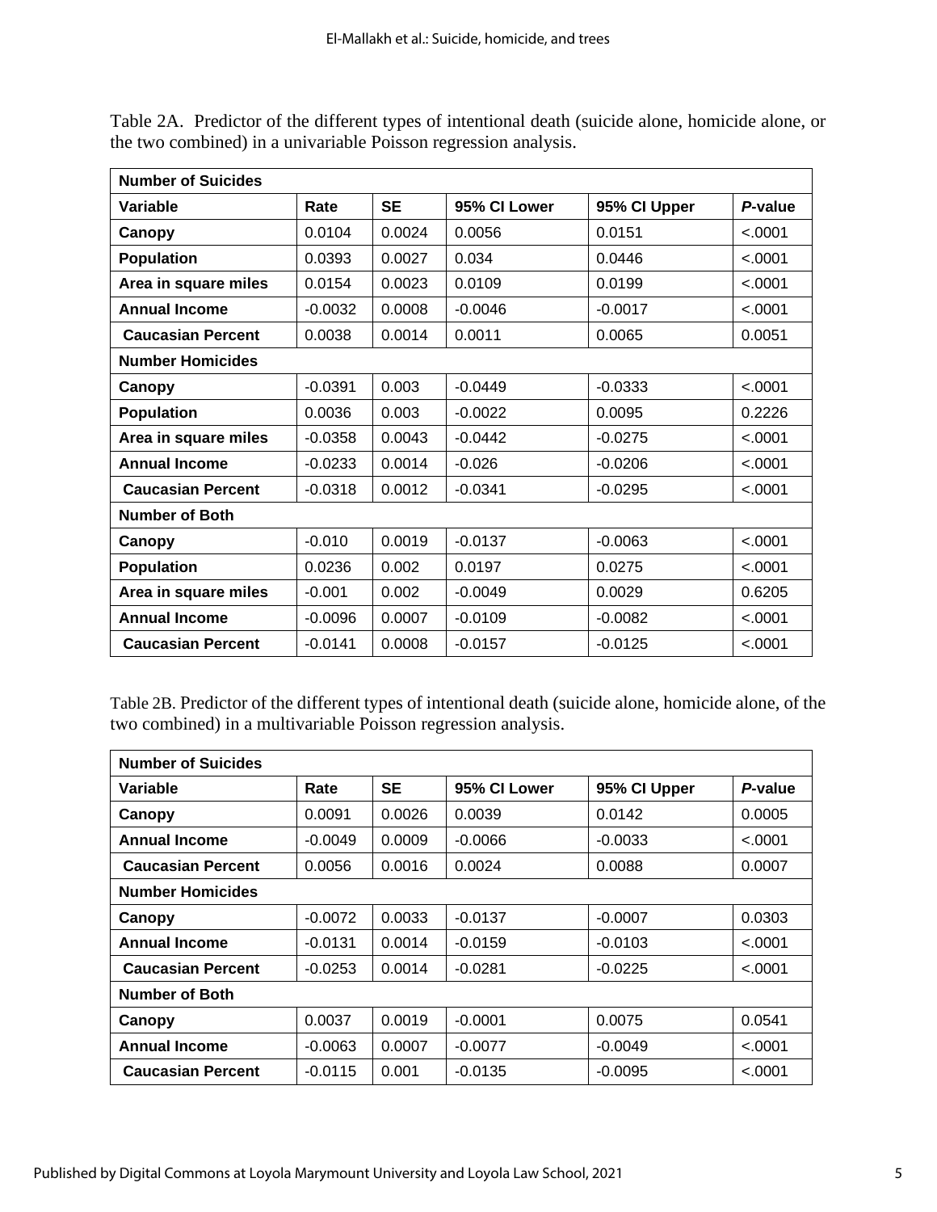Table 2A. Predictor of the different types of intentional death (suicide alone, homicide alone, or the two combined) in a univariable Poisson regression analysis.

| **Number of Suicides** | | | | | |
|---|---|---|---|---|---|
| **Variable** | **Rate** | **SE** | **95% CI Lower** | **95% CI Upper** | ***P*-value** |
| **Canopy** | 0.0104 | 0.0024 | 0.0056 | 0.0151 | <.0001 |
| **Population** | 0.0393 | 0.0027 | 0.034 | 0.0446 | <.0001 |
| **Area in square miles** | 0.0154 | 0.0023 | 0.0109 | 0.0199 | <.0001 |
| **Annual Income** | -0.0032 | 0.0008 | -0.0046 | -0.0017 | <.0001 |
| **Caucasian Percent** | 0.0038 | 0.0014 | 0.0011 | 0.0065 | 0.0051 |
| **Number Homicides** | | | | | |
| **Canopy** | -0.0391 | 0.003 | -0.0449 | -0.0333 | <.0001 |
| **Population** | 0.0036 | 0.003 | -0.0022 | 0.0095 | 0.2226 |
| **Area in square miles** | -0.0358 | 0.0043 | -0.0442 | -0.0275 | <.0001 |
| **Annual Income** | -0.0233 | 0.0014 | -0.026 | -0.0206 | <.0001 |
| **Caucasian Percent** | -0.0318 | 0.0012 | -0.0341 | -0.0295 | <.0001 |
| **Number of Both** | | | | | |
| **Canopy** | -0.010 | 0.0019 | -0.0137 | -0.0063 | <.0001 |
| **Population** | 0.0236 | 0.002 | 0.0197 | 0.0275 | <.0001 |
| **Area in square miles** | -0.001 | 0.002 | -0.0049 | 0.0029 | 0.6205 |
| **Annual Income** | -0.0096 | 0.0007 | -0.0109 | -0.0082 | <.0001 |
| **Caucasian Percent** | -0.0141 | 0.0008 | -0.0157 | -0.0125 | <.0001 |

Table 2B. Predictor of the different types of intentional death (suicide alone, homicide alone, of the two combined) in a multivariable Poisson regression analysis.

| **Number of Suicides** | | | | | |
|---|---|---|---|---|---|
| **Variable** | **Rate** | **SE** | **95% CI Lower** | **95% CI Upper** | ***P*-value** |
| **Canopy** | 0.0091 | 0.0026 | 0.0039 | 0.0142 | 0.0005 |
| **Annual Income** | -0.0049 | 0.0009 | -0.0066 | -0.0033 | <.0001 |
| **Caucasian Percent** | 0.0056 | 0.0016 | 0.0024 | 0.0088 | 0.0007 |
| **Number Homicides** | | | | | |
| **Canopy** | -0.0072 | 0.0033 | -0.0137 | -0.0007 | 0.0303 |
| **Annual Income** | -0.0131 | 0.0014 | -0.0159 | -0.0103 | <.0001 |
| **Caucasian Percent** | -0.0253 | 0.0014 | -0.0281 | -0.0225 | <.0001 |
| **Number of Both** | | | | | |
| **Canopy** | 0.0037 | 0.0019 | -0.0001 | 0.0075 | 0.0541 |
| **Annual Income** | -0.0063 | 0.0007 | -0.0077 | -0.0049 | <.0001 |
| **Caucasian Percent** | -0.0115 | 0.001 | -0.0135 | -0.0095 | <.0001 |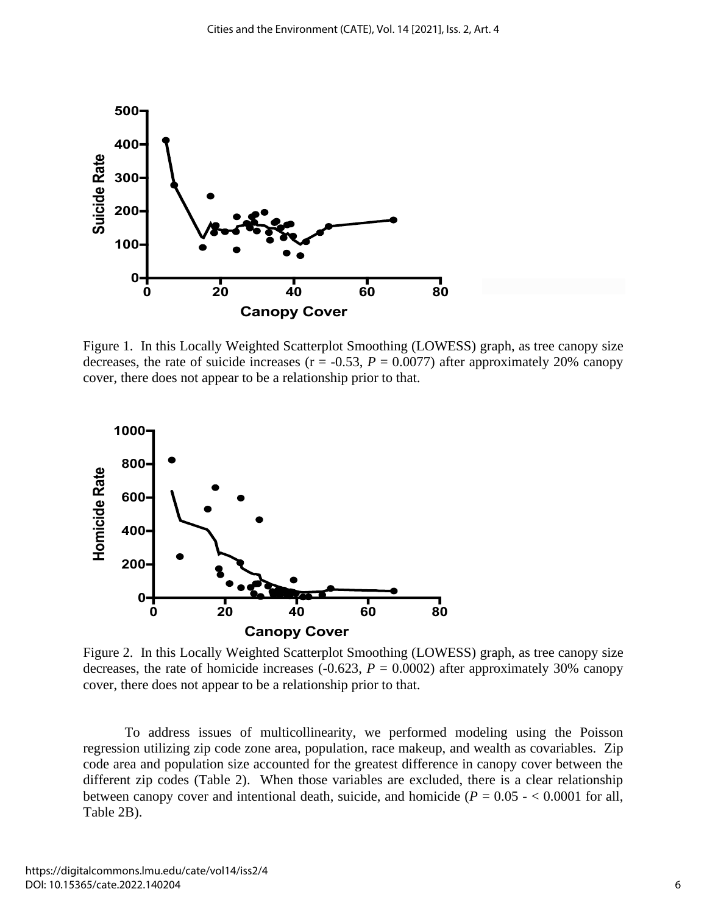Figure 1. In this Locally Weighted Scatterplot Smoothing (LOWESS) graph, as tree canopy size decreases, the rate of suicide increases ($r = -0.53$, $P = 0.0077$) after approximately 20% canopy cover, there does not appear to be a relationship prior to that.

Figure 2. In this Locally Weighted Scatterplot Smoothing (LOWESS) graph, as tree canopy size decreases, the rate of homicide increases ($-0.623$, $P = 0.0002$) after approximately 30% canopy cover, there does not appear to be a relationship prior to that.

To address issues of multicollinearity, we performed modeling using the Poisson regression utilizing zip code zone area, population, race makeup, and wealth as covariables. Zip code area and population size accounted for the greatest difference in canopy cover between the different zip codes (Table 2). When those variables are excluded, there is a clear relationship between canopy cover and intentional death, suicide, and homicide ($P = 0.05$ - $< 0.0001$ for all, Table 2B).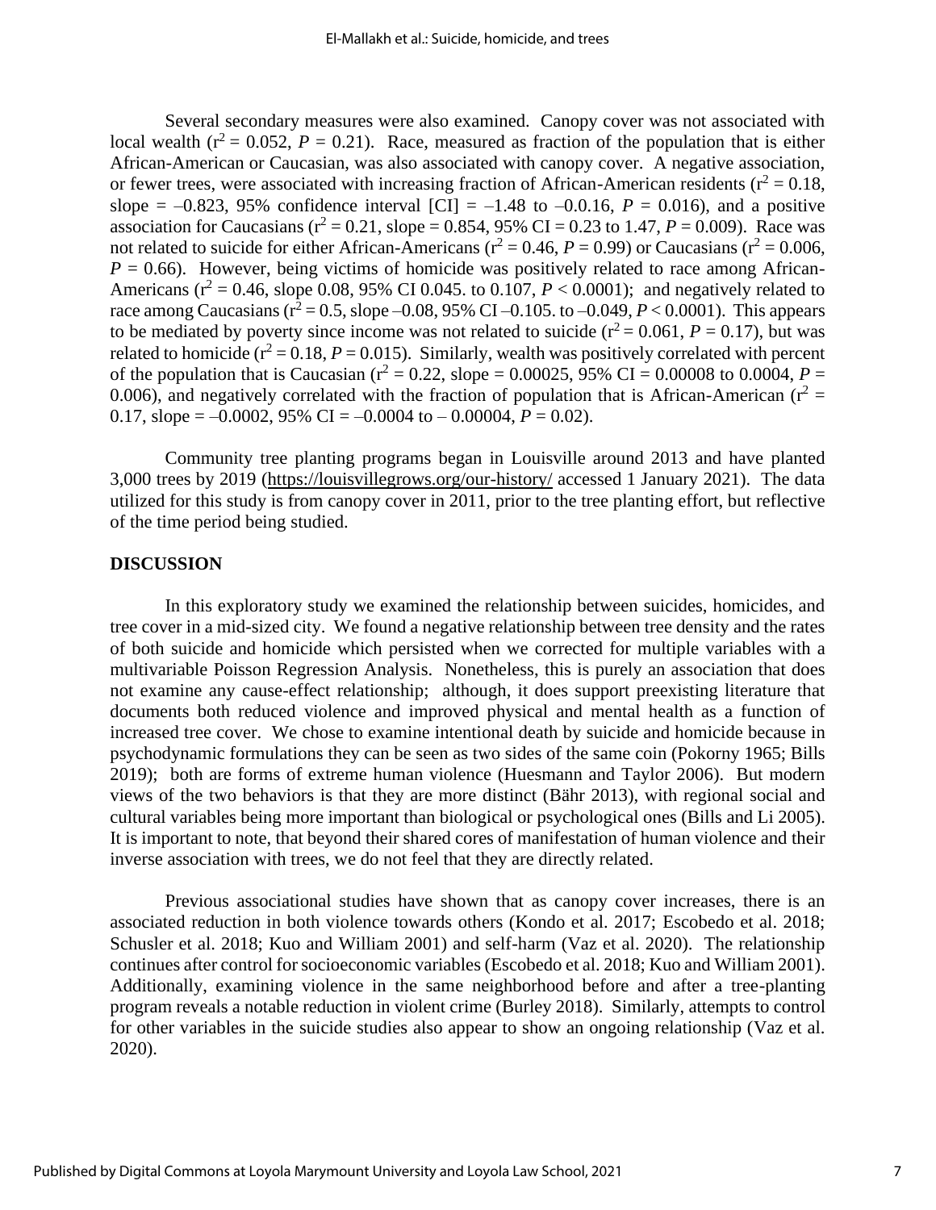Several secondary measures were also examined. Canopy cover was not associated with local wealth ($r^2 = 0.052$, $P = 0.21$). Race, measured as fraction of the population that is either African-American or Caucasian, was also associated with canopy cover. A negative association, or fewer trees, were associated with increasing fraction of African-American residents ($r^2 = 0.18$, slope = –0.823, 95% confidence interval [CI] = –1.48 to –0.0.16, $P = 0.016$), and a positive association for Caucasians ($r^2 = 0.21$, slope = 0.854, 95% CI = 0.23 to 1.47, $P = 0.009$). Race was not related to suicide for either African-Americans ($r^2 = 0.46$, $P = 0.99$) or Caucasians ($r^2 = 0.006$, $P = 0.66$). However, being victims of homicide was positively related to race among African-Americans ($r^2 = 0.46$, slope 0.08, 95% CI 0.045. to 0.107, $P < 0.0001$); and negatively related to race among Caucasians ($r^2 = 0.5$, slope –0.08, 95% CI –0.105. to –0.049, $P < 0.0001$). This appears to be mediated by poverty since income was not related to suicide ($r^2 = 0.061$, $P = 0.17$), but was related to homicide ($r^2 = 0.18$, $P = 0.015$). Similarly, wealth was positively correlated with percent of the population that is Caucasian ($r^2 = 0.22$, slope = 0.00025, 95% CI = 0.00008 to 0.0004, $P = 0.006$), and negatively correlated with the fraction of population that is African-American ($r^2 = 0.17$, slope = –0.0002, 95% CI = –0.0004 to – 0.00004, $P = 0.02$).

Community tree planting programs began in Louisville around 2013 and have planted 3,000 trees by 2019 (https://louisvillegrows.org/our-history/ accessed 1 January 2021). The data utilized for this study is from canopy cover in 2011, prior to the tree planting effort, but reflective of the time period being studied.

## DISCUSSION

In this exploratory study we examined the relationship between suicides, homicides, and tree cover in a mid-sized city. We found a negative relationship between tree density and the rates of both suicide and homicide which persisted when we corrected for multiple variables with a multivariable Poisson Regression Analysis. Nonetheless, this is purely an association that does not examine any cause-effect relationship; although, it does support preexisting literature that documents both reduced violence and improved physical and mental health as a function of increased tree cover. We chose to examine intentional death by suicide and homicide because in psychodynamic formulations they can be seen as two sides of the same coin (Pokorny 1965; Bills 2019); both are forms of extreme human violence (Huesmann and Taylor 2006). But modern views of the two behaviors is that they are more distinct (Bähr 2013), with regional social and cultural variables being more important than biological or psychological ones (Bills and Li 2005). It is important to note, that beyond their shared cores of manifestation of human violence and their inverse association with trees, we do not feel that they are directly related.

Previous associational studies have shown that as canopy cover increases, there is an associated reduction in both violence towards others (Kondo et al. 2017; Escobedo et al. 2018; Schusler et al. 2018; Kuo and William 2001) and self-harm (Vaz et al. 2020). The relationship continues after control for socioeconomic variables (Escobedo et al. 2018; Kuo and William 2001). Additionally, examining violence in the same neighborhood before and after a tree-planting program reveals a notable reduction in violent crime (Burley 2018). Similarly, attempts to control for other variables in the suicide studies also appear to show an ongoing relationship (Vaz et al. 2020).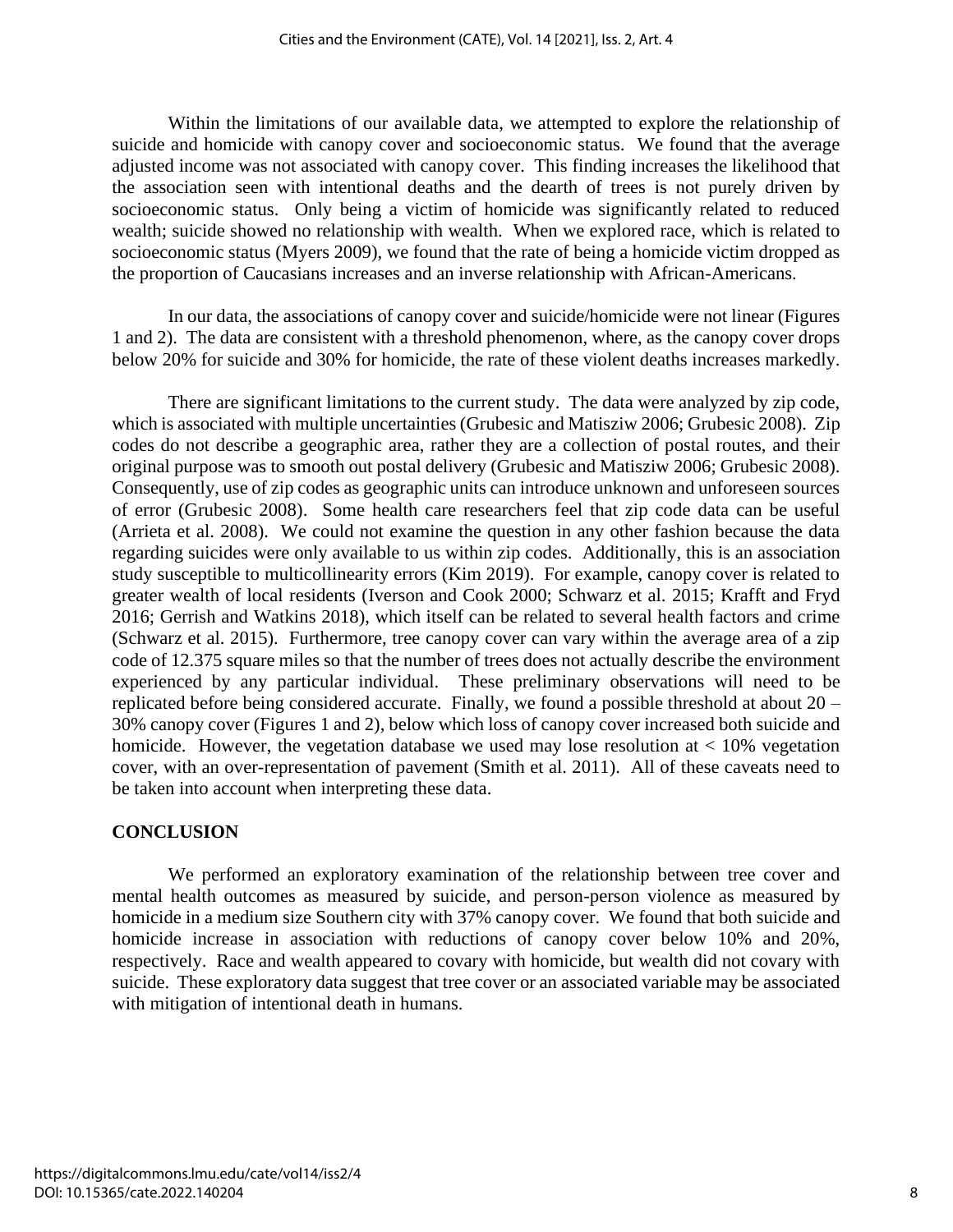Within the limitations of our available data, we attempted to explore the relationship of suicide and homicide with canopy cover and socioeconomic status. We found that the average adjusted income was not associated with canopy cover. This finding increases the likelihood that the association seen with intentional deaths and the dearth of trees is not purely driven by socioeconomic status. Only being a victim of homicide was significantly related to reduced wealth; suicide showed no relationship with wealth. When we explored race, which is related to socioeconomic status (Myers 2009), we found that the rate of being a homicide victim dropped as the proportion of Caucasians increases and an inverse relationship with African-Americans.

In our data, the associations of canopy cover and suicide/homicide were not linear (Figures 1 and 2). The data are consistent with a threshold phenomenon, where, as the canopy cover drops below 20% for suicide and 30% for homicide, the rate of these violent deaths increases markedly.

There are significant limitations to the current study. The data were analyzed by zip code, which is associated with multiple uncertainties (Grubesic and Matisziw 2006; Grubesic 2008). Zip codes do not describe a geographic area, rather they are a collection of postal routes, and their original purpose was to smooth out postal delivery (Grubesic and Matisziw 2006; Grubesic 2008). Consequently, use of zip codes as geographic units can introduce unknown and unforeseen sources of error (Grubesic 2008). Some health care researchers feel that zip code data can be useful (Arrieta et al. 2008). We could not examine the question in any other fashion because the data regarding suicides were only available to us within zip codes. Additionally, this is an association study susceptible to multicollinearity errors (Kim 2019). For example, canopy cover is related to greater wealth of local residents (Iverson and Cook 2000; Schwarz et al. 2015; Krafft and Fryd 2016; Gerrish and Watkins 2018), which itself can be related to several health factors and crime (Schwarz et al. 2015). Furthermore, tree canopy cover can vary within the average area of a zip code of 12.375 square miles so that the number of trees does not actually describe the environment experienced by any particular individual. These preliminary observations will need to be replicated before being considered accurate. Finally, we found a possible threshold at about 20 – 30% canopy cover (Figures 1 and 2), below which loss of canopy cover increased both suicide and homicide. However, the vegetation database we used may lose resolution at < 10% vegetation cover, with an over-representation of pavement (Smith et al. 2011). All of these caveats need to be taken into account when interpreting these data.

## CONCLUSION

We performed an exploratory examination of the relationship between tree cover and mental health outcomes as measured by suicide, and person-person violence as measured by homicide in a medium size Southern city with 37% canopy cover. We found that both suicide and homicide increase in association with reductions of canopy cover below 10% and 20%, respectively. Race and wealth appeared to covary with homicide, but wealth did not covary with suicide. These exploratory data suggest that tree cover or an associated variable may be associated with mitigation of intentional death in humans.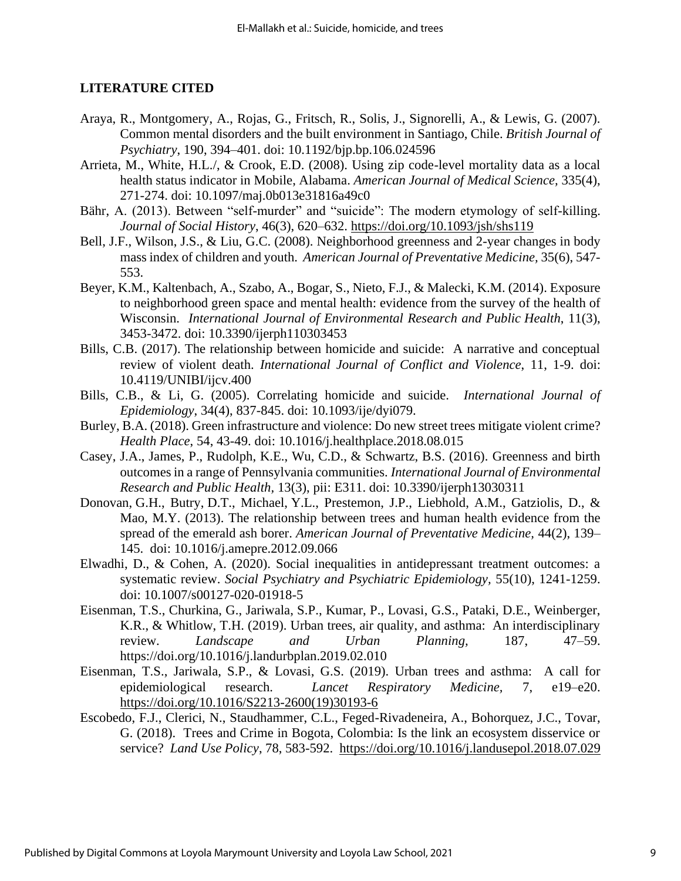## LITERATURE CITED

Araya, R., Montgomery, A., Rojas, G., Fritsch, R., Solis, J., Signorelli, A., & Lewis, G. (2007). Common mental disorders and the built environment in Santiago, Chile. *British Journal of Psychiatry*, 190, 394–401. doi: 10.1192/bjp.bp.106.024596

Arrieta, M., White, H.L./, & Crook, E.D. (2008). Using zip code-level mortality data as a local health status indicator in Mobile, Alabama. *American Journal of Medical Science,* 335(4), 271-274. doi: 10.1097/maj.0b013e31816a49c0

Bähr, A. (2013). Between "self-murder" and "suicide": The modern etymology of self-killing. *Journal of Social History*, 46(3), 620–632. https://doi.org/10.1093/jsh/shs119

Bell, J.F., Wilson, J.S., & Liu, G.C. (2008). Neighborhood greenness and 2-year changes in body mass index of children and youth. *American Journal of Preventative Medicine*, 35(6), 547-553.

Beyer, K.M., Kaltenbach, A., Szabo, A., Bogar, S., Nieto, F.J., & Malecki, K.M. (2014). Exposure to neighborhood green space and mental health: evidence from the survey of the health of Wisconsin. *International Journal of Environmental Research and Public Health*, 11(3), 3453-3472. doi: 10.3390/ijerph110303453

Bills, C.B. (2017). The relationship between homicide and suicide: A narrative and conceptual review of violent death. *International Journal of Conflict and Violence*, 11, 1-9. doi: 10.4119/UNIBI/ijcv.400

Bills, C.B., & Li, G. (2005). Correlating homicide and suicide. *International Journal of Epidemiology*, 34(4), 837-845. doi: 10.1093/ije/dyi079.

Burley, B.A. (2018). Green infrastructure and violence: Do new street trees mitigate violent crime? *Health Place*, 54, 43-49. doi: 10.1016/j.healthplace.2018.08.015

Casey, J.A., James, P., Rudolph, K.E., Wu, C.D., & Schwartz, B.S. (2016). Greenness and birth outcomes in a range of Pennsylvania communities. *International Journal of Environmental Research and Public Health*, 13(3), pii: E311. doi: 10.3390/ijerph13030311

Donovan, G.H., Butry, D.T., Michael, Y.L., Prestemon, J.P., Liebhold, A.M., Gatziolis, D., & Mao, M.Y. (2013). The relationship between trees and human health evidence from the spread of the emerald ash borer. *American Journal of Preventative Medicine,* 44(2), 139–145. doi: 10.1016/j.amepre.2012.09.066

Elwadhi, D., & Cohen, A. (2020). Social inequalities in antidepressant treatment outcomes: a systematic review. *Social Psychiatry and Psychiatric Epidemiology*, 55(10), 1241-1259. doi: 10.1007/s00127-020-01918-5

Eisenman, T.S., Churkina, G., Jariwala, S.P., Kumar, P., Lovasi, G.S., Pataki, D.E., Weinberger, K.R., & Whitlow, T.H. (2019). Urban trees, air quality, and asthma: An interdisciplinary review. *Landscape and Urban Planning,* 187, 47–59. https://doi.org/10.1016/j.landurbplan.2019.02.010

Eisenman, T.S., Jariwala, S.P., & Lovasi, G.S. (2019). Urban trees and asthma: A call for epidemiological research. *Lancet Respiratory Medicine,* 7, e19–e20. https://doi.org/10.1016/S2213-2600(19)30193-6

Escobedo, F.J., Clerici, N., Staudhammer, C.L., Feged-Rivadeneira, A., Bohorquez, J.C., Tovar, G. (2018). Trees and Crime in Bogota, Colombia: Is the link an ecosystem disservice or service? *Land Use Policy*, 78, 583-592. https://doi.org/10.1016/j.landusepol.2018.07.029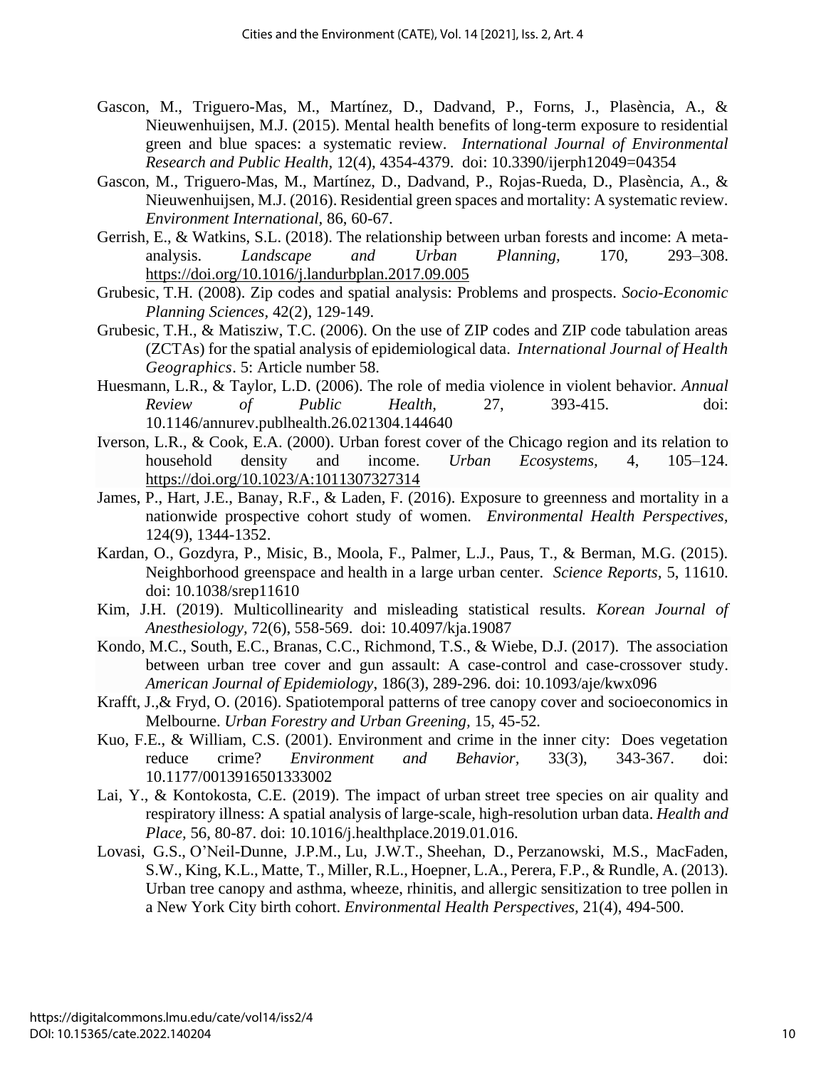Gascon, M., Triguero-Mas, M., Martínez, D., Dadvand, P., Forns, J., Plasència, A., & Nieuwenhuijsen, M.J. (2015). Mental health benefits of long-term exposure to residential green and blue spaces: a systematic review. *International Journal of Environmental Research and Public Health*, 12(4), 4354-4379. doi: 10.3390/ijerph12049=04354

Gascon, M., Triguero-Mas, M., Martínez, D., Dadvand, P., Rojas-Rueda, D., Plasència, A., & Nieuwenhuijsen, M.J. (2016). Residential green spaces and mortality: A systematic review. *Environment International*, 86, 60-67.

Gerrish, E., & Watkins, S.L. (2018). The relationship between urban forests and income: A meta-analysis. *Landscape and Urban Planning*, 170, 293–308. https://doi.org/10.1016/j.landurbplan.2017.09.005

Grubesic, T.H. (2008). Zip codes and spatial analysis: Problems and prospects. *Socio-Economic Planning Sciences*, 42(2), 129-149.

Grubesic, T.H., & Matisziw, T.C. (2006). On the use of ZIP codes and ZIP code tabulation areas (ZCTAs) for the spatial analysis of epidemiological data. *International Journal of Health Geographics*. 5: Article number 58.

Huesmann, L.R., & Taylor, L.D. (2006). The role of media violence in violent behavior. *Annual Review of Public Health*, 27, 393-415. doi: 10.1146/annurev.publhealth.26.021304.144640

Iverson, L.R., & Cook, E.A. (2000). Urban forest cover of the Chicago region and its relation to household density and income. *Urban Ecosystems*, 4, 105–124. https://doi.org/10.1023/A:1011307327314

James, P., Hart, J.E., Banay, R.F., & Laden, F. (2016). Exposure to greenness and mortality in a nationwide prospective cohort study of women. *Environmental Health Perspectives*, 124(9), 1344-1352.

Kardan, O., Gozdyra, P., Misic, B., Moola, F., Palmer, L.J., Paus, T., & Berman, M.G. (2015). Neighborhood greenspace and health in a large urban center. *Science Reports*, 5, 11610. doi: 10.1038/srep11610

Kim, J.H. (2019). Multicollinearity and misleading statistical results. *Korean Journal of Anesthesiology*, 72(6), 558-569. doi: 10.4097/kja.19087

Kondo, M.C., South, E.C., Branas, C.C., Richmond, T.S., & Wiebe, D.J. (2017). The association between urban tree cover and gun assault: A case-control and case-crossover study. *American Journal of Epidemiology*, 186(3), 289-296. doi: 10.1093/aje/kwx096

Krafft, J.,& Fryd, O. (2016). Spatiotemporal patterns of tree canopy cover and socioeconomics in Melbourne. *Urban Forestry and Urban Greening*, 15, 45-52.

Kuo, F.E., & William, C.S. (2001). Environment and crime in the inner city: Does vegetation reduce crime? *Environment and Behavior*, 33(3), 343-367. doi: 10.1177/0013916501333002

Lai, Y., & Kontokosta, C.E. (2019). The impact of urban street tree species on air quality and respiratory illness: A spatial analysis of large-scale, high-resolution urban data. *Health and Place*, 56, 80-87. doi: 10.1016/j.healthplace.2019.01.016.

Lovasi, G.S., O'Neil-Dunne, J.P.M., Lu, J.W.T., Sheehan, D., Perzanowski, M.S., MacFaden, S.W., King, K.L., Matte, T., Miller, R.L., Hoepner, L.A., Perera, F.P., & Rundle, A. (2013). Urban tree canopy and asthma, wheeze, rhinitis, and allergic sensitization to tree pollen in a New York City birth cohort. *Environmental Health Perspectives*, 21(4), 494-500.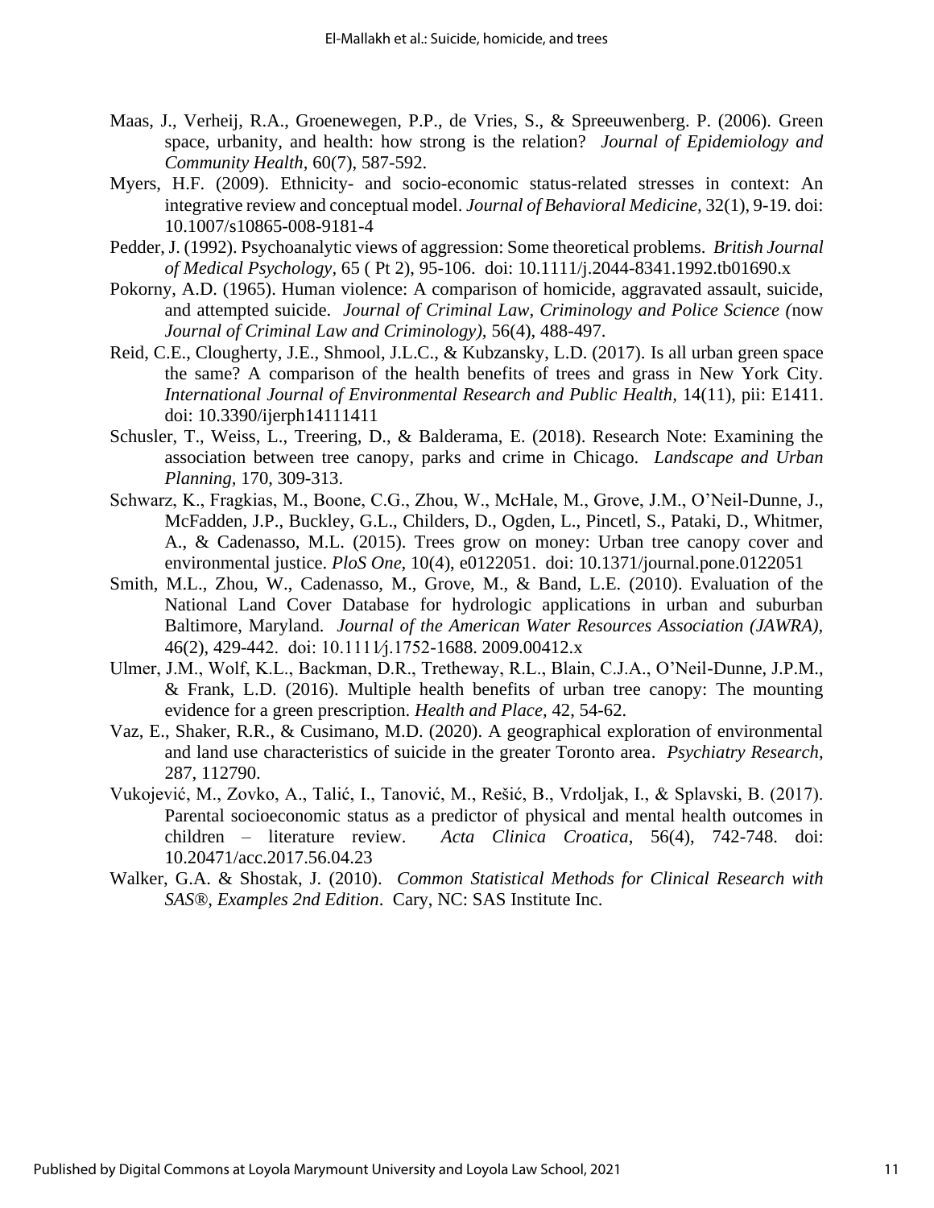Maas, J., Verheij, R.A., Groenewegen, P.P., de Vries, S., & Spreeuwenberg. P. (2006). Green space, urbanity, and health: how strong is the relation? *Journal of Epidemiology and Community Health*, 60(7), 587-592.

Myers, H.F. (2009). Ethnicity- and socio-economic status-related stresses in context: An integrative review and conceptual model. *Journal of Behavioral Medicine*, 32(1), 9-19. doi: 10.1007/s10865-008-9181-4

Pedder, J. (1992). Psychoanalytic views of aggression: Some theoretical problems. *British Journal of Medical Psychology,* 65 ( Pt 2), 95-106. doi: 10.1111/j.2044-8341.1992.tb01690.x

Pokorny, A.D. (1965). Human violence: A comparison of homicide, aggravated assault, suicide, and attempted suicide. *Journal of Criminal Law, Criminology and Police Science (*now *Journal of Criminal Law and Criminology),* 56(4), 488-497.

Reid, C.E., Clougherty, J.E., Shmool, J.L.C., & Kubzansky, L.D. (2017). Is all urban green space the same? A comparison of the health benefits of trees and grass in New York City. *International Journal of Environmental Research and Public Health,* 14(11), pii: E1411. doi: 10.3390/ijerph14111411

Schusler, T., Weiss, L., Treering, D., & Balderama, E. (2018). Research Note: Examining the association between tree canopy, parks and crime in Chicago. *Landscape and Urban Planning*, 170, 309-313.

Schwarz, K., Fragkias, M., Boone, C.G., Zhou, W., McHale, M., Grove, J.M., O'Neil-Dunne, J., McFadden, J.P., Buckley, G.L., Childers, D., Ogden, L., Pincetl, S., Pataki, D., Whitmer, A., & Cadenasso, M.L. (2015). Trees grow on money: Urban tree canopy cover and environmental justice. *PloS One,* 10(4), e0122051. doi: 10.1371/journal.pone.0122051

Smith, M.L., Zhou, W., Cadenasso, M., Grove, M., & Band, L.E. (2010). Evaluation of the National Land Cover Database for hydrologic applications in urban and suburban Baltimore, Maryland. *Journal of the American Water Resources Association (JAWRA),* 46(2), 429-442. doi: 10.1111/j.1752-1688. 2009.00412.x

Ulmer, J.M., Wolf, K.L., Backman, D.R., Tretheway, R.L., Blain, C.J.A., O'Neil-Dunne, J.P.M., & Frank, L.D. (2016). Multiple health benefits of urban tree canopy: The mounting evidence for a green prescription. *Health and Place,* 42, 54-62.

Vaz, E., Shaker, R.R., & Cusimano, M.D. (2020). A geographical exploration of environmental and land use characteristics of suicide in the greater Toronto area. *Psychiatry Research,* 287, 112790.

Vukojević, M., Zovko, A., Talić, I., Tanović, M., Rešić, B., Vrdoljak, I., & Splavski, B. (2017). Parental socioeconomic status as a predictor of physical and mental health outcomes in children – literature review. *Acta Clinica Croatica*, 56(4), 742-748. doi: 10.20471/acc.2017.56.04.23

Walker, G.A. & Shostak, J. (2010). *Common Statistical Methods for Clinical Research with SAS®, Examples 2nd Edition*. Cary, NC: SAS Institute Inc.